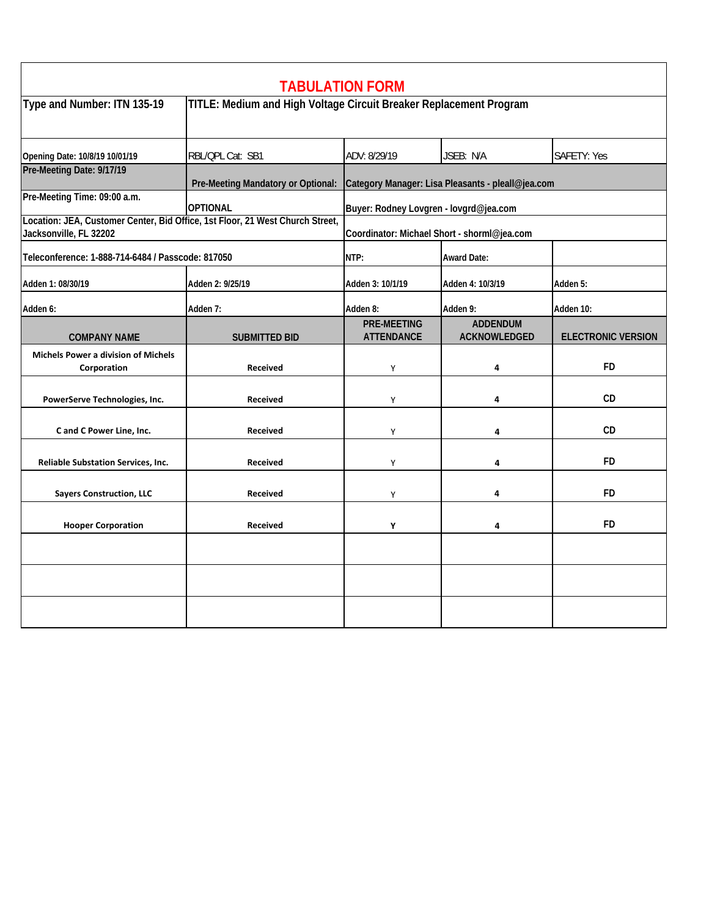# TABULATION FORM

| Type and Number: ITN 135-19 | TITLE: Medium and High Voltage Circuit Breaker Replacement Program | | | |
|---|---|---|---|---|
| Opening Date: 10/8/19 10/01/19 | RBL/QPL Cat: SB1 | ADV: 8/29/19 | JSEB: N/A | SAFETY: Yes |
| Pre-Meeting Date: 9/17/19 | Pre-Meeting Mandatory or Optional: | Category Manager: Lisa Pleasants - pleall@jea.com | | |
| Pre-Meeting Time: 09:00 a.m. | OPTIONAL | Buyer: Rodney Lovgren - lovgrd@jea.com | | |
| Location: JEA, Customer Center, Bid Office, 1st Floor, 21 West Church Street, Jacksonville, FL 32202 | | Coordinator: Michael Short - shorml@jea.com | | |
| Teleconference: 1-888-714-6484 / Passcode: 817050 | | NTP: | Award Date: | |
| Adden 1: 08/30/19 | Adden 2: 9/25/19 | Adden 3: 10/1/19 | Adden 4: 10/3/19 | Adden 5: |
| Adden 6: | Adden 7: | Adden 8: | Adden 9: | Adden 10: |
| **COMPANY NAME** | **SUBMITTED BID** | **PRE-MEETING ATTENDANCE** | **ADDENDUM ACKNOWLEDGED** | **ELECTRONIC VERSION** |
| Michels Power a division of Michels Corporation | Received | Y | 4 | FD |
| PowerServe Technologies, Inc. | Received | Y | 4 | CD |
| C and C Power Line, Inc. | Received | Y | 4 | CD |
| Reliable Substation Services, Inc. | Received | Y | 4 | FD |
| Sayers Construction, LLC | Received | Y | 4 | FD |
| Hooper Corporation | Received | Y | 4 | FD |
| | | | | |
| | | | | |
| | | | | |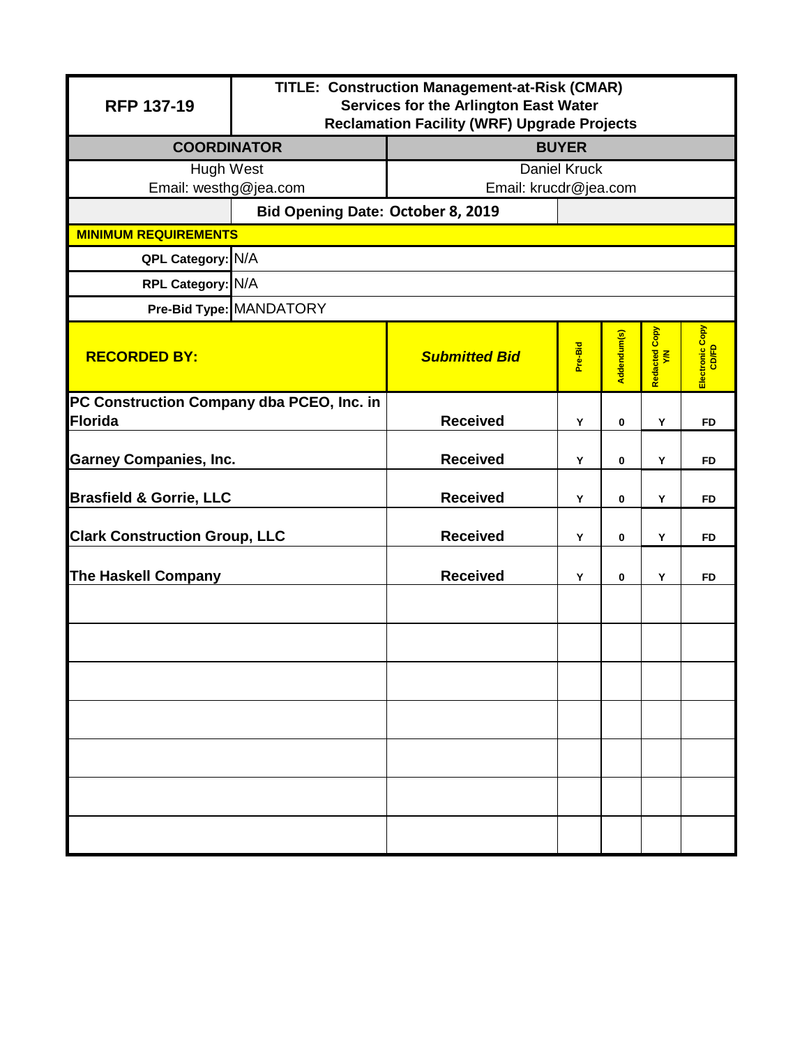| RFP 137-19 | TITLE: Construction Management-at-Risk (CMAR) Services for the Arlington East Water Reclamation Facility (WRF) Upgrade Projects | | | | | |
|---|---|---|---|---|---|---|
| **COORDINATOR** | | **BUYER** | | | | |
| Hugh West<br>Email: westhg@jea.com | | Daniel Kruck<br>Email: krucdr@jea.com | | | | |
| | **Bid Opening Date: October 8, 2019** | | | | | |
| **MINIMUM REQUIREMENTS** | | | | | | |
| **QPL Category:** | N/A | | | | | |
| **RPL Category:** | N/A | | | | | |
| **Pre-Bid Type:** | MANDATORY | | | | | |
| **RECORDED BY:** | | ***Submitted Bid*** | **Pre-Bid** | **Addendum(s)** | **Redacted Copy Y/N** | **Electronic Copy CD/FD** |
| **PC Construction Company dba PCEO, Inc. in Florida** | | **Received** | Y | 0 | Y | FD |
| **Garney Companies, Inc.** | | **Received** | Y | 0 | Y | FD |
| **Brasfield & Gorrie, LLC** | | **Received** | Y | 0 | Y | FD |
| **Clark Construction Group, LLC** | | **Received** | Y | 0 | Y | FD |
| **The Haskell Company** | | **Received** | Y | 0 | Y | FD |
| | | | | | | |
| | | | | | | |
| | | | | | | |
| | | | | | | |
| | | | | | | |
| | | | | | | |
| | | | | | | |